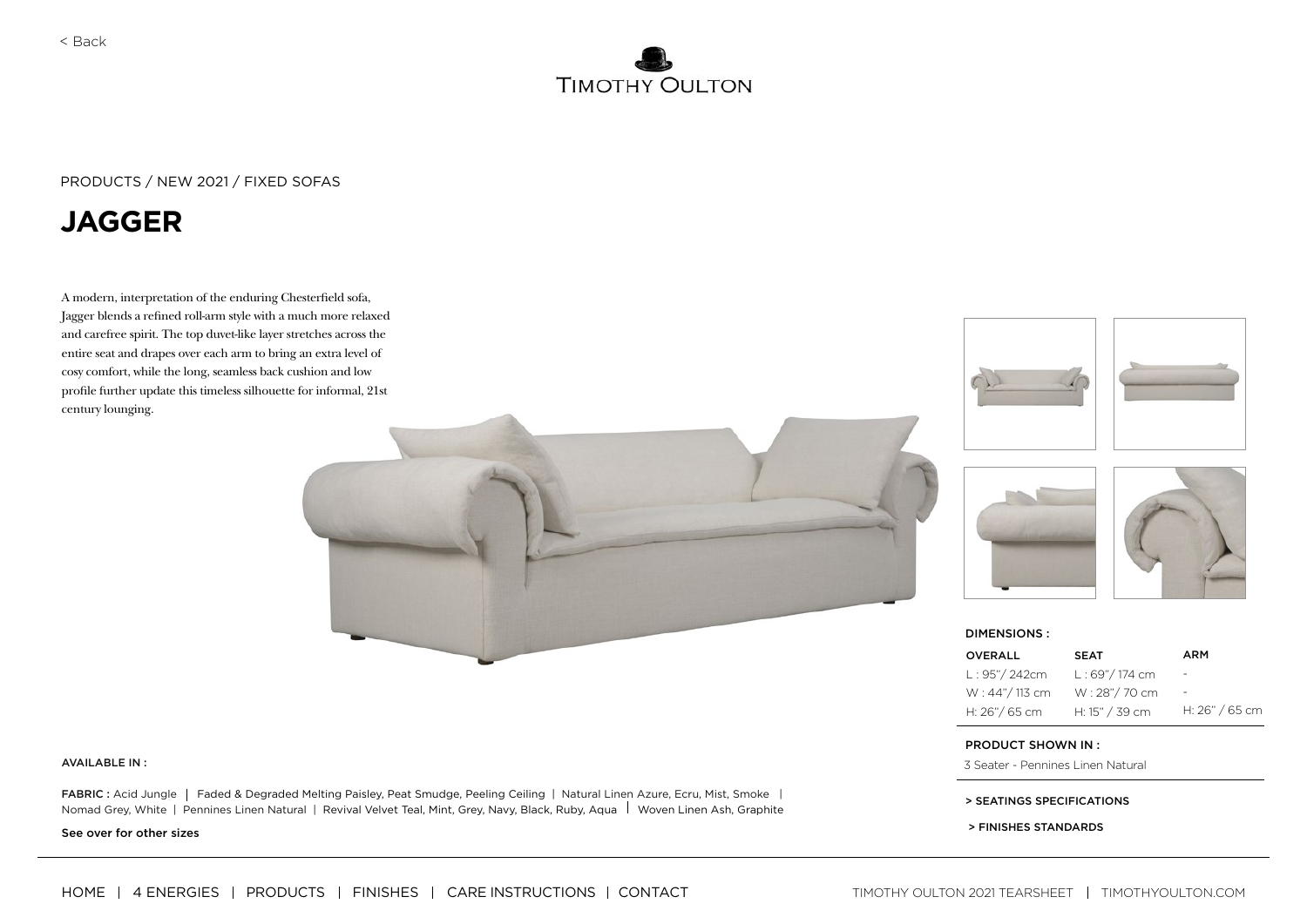< Back

TIMOTHY OULTON

PRODUCTS / NEW 2021 / FIXED SOFAS

# JAGGER

A modern, interpretation of the enduring Chesterfield sofa, Jagger blends a refined roll-arm style with a much more relaxed and carefree spirit. The top duvet-like layer stretches across the entire seat and drapes over each arm to bring an extra level of cosy comfort, while the long, seamless back cushion and low profile further update this timeless silhouette for informal, 21st century lounging.

DIMENSIONS :

| OVERALL | SEAT | ARM |
|---|---|---|
| L : 95"/ 242cm | L : 69"/ 174 cm | - |
| W : 44"/ 113 cm | W : 28"/ 70 cm | - |
| H: 26"/ 65 cm | H: 15" / 39 cm | H: 26" / 65 cm |

PRODUCT SHOWN IN :

3 Seater - Pennines Linen Natural

> SEATINGS SPECIFICATIONS

> FINISHES STANDARDS

AVAILABLE IN :

**FABRIC :** Acid Jungle | Faded & Degraded Melting Paisley, Peat Smudge, Peeling Ceiling | Natural Linen Azure, Ecru, Mist, Smoke | Nomad Grey, White | Pennines Linen Natural | Revival Velvet Teal, Mint, Grey, Navy, Black, Ruby, Aqua | Woven Linen Ash, Graphite

See over for other sizes

HOME | 4 ENERGIES | PRODUCTS | FINISHES | CARE INSTRUCTIONS | CONTACT

TIMOTHY OULTON 2021 TEARSHEET | TIMOTHYOULTON.COM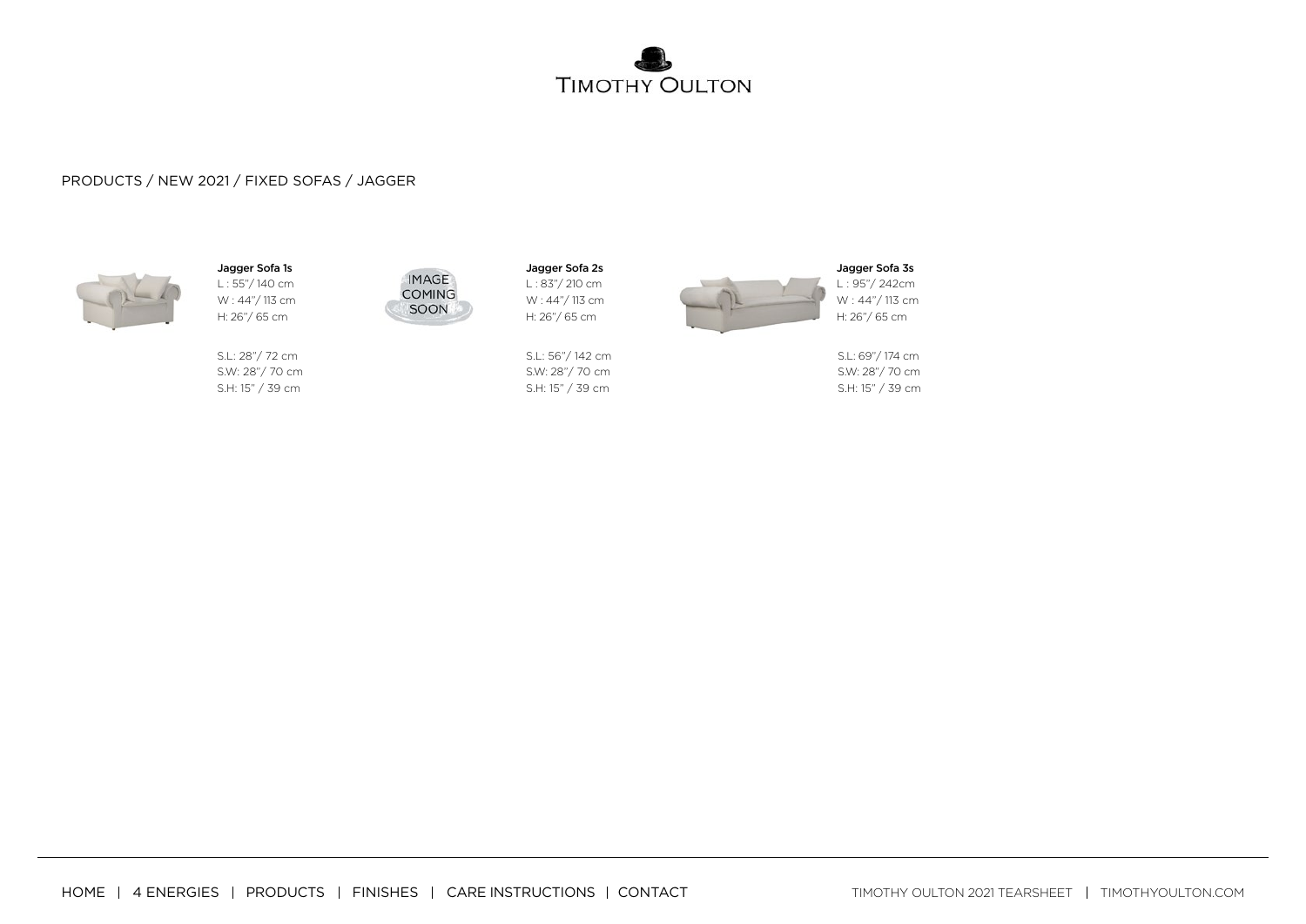PRODUCTS / NEW 2021 / FIXED SOFAS / JAGGER

**Jagger Sofa 1s**
L : 55"/ 140 cm
W : 44"/ 113 cm
H: 26"/ 65 cm

S.L: 28"/ 72 cm
S.W: 28"/ 70 cm
S.H: 15" / 39 cm

IMAGE COMING SOON

**Jagger Sofa 2s**
L : 83"/ 210 cm
W : 44"/ 113 cm
H: 26"/ 65 cm

S.L: 56"/ 142 cm
S.W: 28"/ 70 cm
S.H: 15" / 39 cm

**Jagger Sofa 3s**
L : 95"/ 242cm
W : 44"/ 113 cm
H: 26"/ 65 cm

S.L: 69"/ 174 cm
S.W: 28"/ 70 cm
S.H: 15" / 39 cm